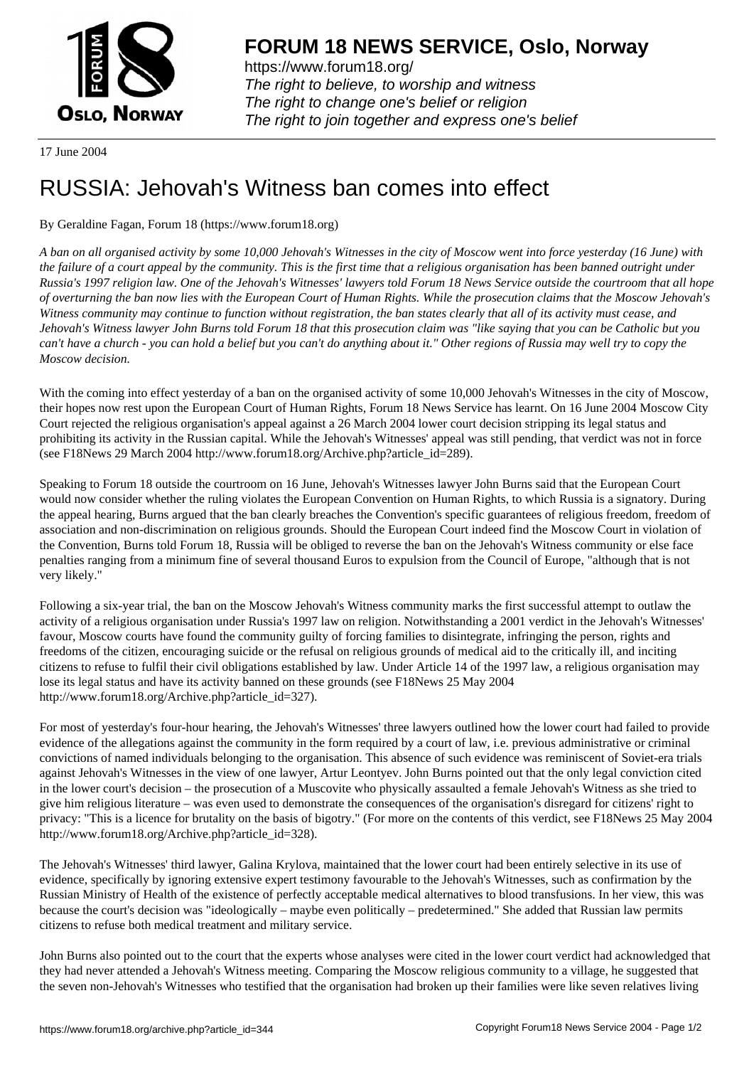# FORUM 18 NEWS SERVICE, Oslo, Norway

https://www.forum18.org/
*The right to believe, to worship and witness*
*The right to change one's belief or religion*
*The right to join together and express one's belief*

17 June 2004

# RUSSIA: Jehovah's Witness ban comes into effect

By Geraldine Fagan, Forum 18 (https://www.forum18.org)

*A ban on all organised activity by some 10,000 Jehovah's Witnesses in the city of Moscow went into force yesterday (16 June) with the failure of a court appeal by the community. This is the first time that a religious organisation has been banned outright under Russia's 1997 religion law. One of the Jehovah's Witnesses' lawyers told Forum 18 News Service outside the courtroom that all hope of overturning the ban now lies with the European Court of Human Rights. While the prosecution claims that the Moscow Jehovah's Witness community may continue to function without registration, the ban states clearly that all of its activity must cease, and Jehovah's Witness lawyer John Burns told Forum 18 that this prosecution claim was "like saying that you can be Catholic but you can't have a church - you can hold a belief but you can't do anything about it." Other regions of Russia may well try to copy the Moscow decision.*

With the coming into effect yesterday of a ban on the organised activity of some 10,000 Jehovah's Witnesses in the city of Moscow, their hopes now rest upon the European Court of Human Rights, Forum 18 News Service has learnt. On 16 June 2004 Moscow City Court rejected the religious organisation's appeal against a 26 March 2004 lower court decision stripping its legal status and prohibiting its activity in the Russian capital. While the Jehovah's Witnesses' appeal was still pending, that verdict was not in force (see F18News 29 March 2004 http://www.forum18.org/Archive.php?article_id=289).

Speaking to Forum 18 outside the courtroom on 16 June, Jehovah's Witnesses lawyer John Burns said that the European Court would now consider whether the ruling violates the European Convention on Human Rights, to which Russia is a signatory. During the appeal hearing, Burns argued that the ban clearly breaches the Convention's specific guarantees of religious freedom, freedom of association and non-discrimination on religious grounds. Should the European Court indeed find the Moscow Court in violation of the Convention, Burns told Forum 18, Russia will be obliged to reverse the ban on the Jehovah's Witness community or else face penalties ranging from a minimum fine of several thousand Euros to expulsion from the Council of Europe, "although that is not very likely."

Following a six-year trial, the ban on the Moscow Jehovah's Witness community marks the first successful attempt to outlaw the activity of a religious organisation under Russia's 1997 law on religion. Notwithstanding a 2001 verdict in the Jehovah's Witnesses' favour, Moscow courts have found the community guilty of forcing families to disintegrate, infringing the person, rights and freedoms of the citizen, encouraging suicide or the refusal on religious grounds of medical aid to the critically ill, and inciting citizens to refuse to fulfil their civil obligations established by law. Under Article 14 of the 1997 law, a religious organisation may lose its legal status and have its activity banned on these grounds (see F18News 25 May 2004 http://www.forum18.org/Archive.php?article_id=327).

For most of yesterday's four-hour hearing, the Jehovah's Witnesses' three lawyers outlined how the lower court had failed to provide evidence of the allegations against the community in the form required by a court of law, i.e. previous administrative or criminal convictions of named individuals belonging to the organisation. This absence of such evidence was reminiscent of Soviet-era trials against Jehovah's Witnesses in the view of one lawyer, Artur Leontyev. John Burns pointed out that the only legal conviction cited in the lower court's decision – the prosecution of a Muscovite who physically assaulted a female Jehovah's Witness as she tried to give him religious literature – was even used to demonstrate the consequences of the organisation's disregard for citizens' right to privacy: "This is a licence for brutality on the basis of bigotry." (For more on the contents of this verdict, see F18News 25 May 2004 http://www.forum18.org/Archive.php?article_id=328).

The Jehovah's Witnesses' third lawyer, Galina Krylova, maintained that the lower court had been entirely selective in its use of evidence, specifically by ignoring extensive expert testimony favourable to the Jehovah's Witnesses, such as confirmation by the Russian Ministry of Health of the existence of perfectly acceptable medical alternatives to blood transfusions. In her view, this was because the court's decision was "ideologically – maybe even politically – predetermined." She added that Russian law permits citizens to refuse both medical treatment and military service.

John Burns also pointed out to the court that the experts whose analyses were cited in the lower court verdict had acknowledged that they had never attended a Jehovah's Witness meeting. Comparing the Moscow religious community to a village, he suggested that the seven non-Jehovah's Witnesses who testified that the organisation had broken up their families were like seven relatives living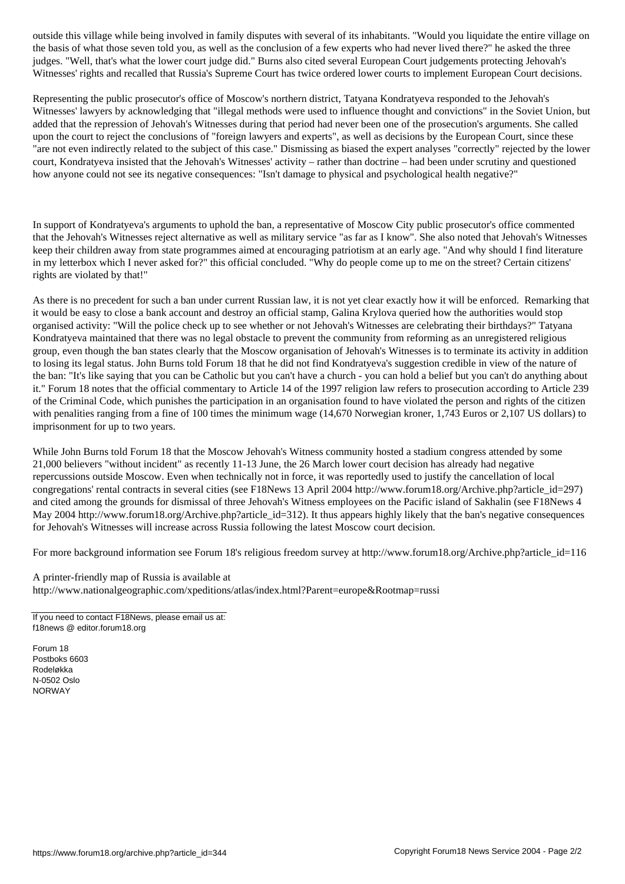outside this village while being involved in family disputes with several of its inhabitants. "Would you liquidate the entire village on the basis of what those seven told you, as well as the conclusion of a few experts who had never lived there?" he asked the three judges. "Well, that's what the lower court judge did." Burns also cited several European Court judgements protecting Jehovah's Witnesses' rights and recalled that Russia's Supreme Court has twice ordered lower courts to implement European Court decisions.

Representing the public prosecutor's office of Moscow's northern district, Tatyana Kondratyeva responded to the Jehovah's Witnesses' lawyers by acknowledging that "illegal methods were used to influence thought and convictions" in the Soviet Union, but added that the repression of Jehovah's Witnesses during that period had never been one of the prosecution's arguments. She called upon the court to reject the conclusions of "foreign lawyers and experts", as well as decisions by the European Court, since these "are not even indirectly related to the subject of this case." Dismissing as biased the expert analyses "correctly" rejected by the lower court, Kondratyeva insisted that the Jehovah's Witnesses' activity – rather than doctrine – had been under scrutiny and questioned how anyone could not see its negative consequences: "Isn't damage to physical and psychological health negative?"

In support of Kondratyeva's arguments to uphold the ban, a representative of Moscow City public prosecutor's office commented that the Jehovah's Witnesses reject alternative as well as military service "as far as I know". She also noted that Jehovah's Witnesses keep their children away from state programmes aimed at encouraging patriotism at an early age. "And why should I find literature in my letterbox which I never asked for?" this official concluded. "Why do people come up to me on the street? Certain citizens' rights are violated by that!"

As there is no precedent for such a ban under current Russian law, it is not yet clear exactly how it will be enforced. Remarking that it would be easy to close a bank account and destroy an official stamp, Galina Krylova queried how the authorities would stop organised activity: "Will the police check up to see whether or not Jehovah's Witnesses are celebrating their birthdays?" Tatyana Kondratyeva maintained that there was no legal obstacle to prevent the community from reforming as an unregistered religious group, even though the ban states clearly that the Moscow organisation of Jehovah's Witnesses is to terminate its activity in addition to losing its legal status. John Burns told Forum 18 that he did not find Kondratyeva's suggestion credible in view of the nature of the ban: "It's like saying that you can be Catholic but you can't have a church - you can hold a belief but you can't do anything about it." Forum 18 notes that the official commentary to Article 14 of the 1997 religion law refers to prosecution according to Article 239 of the Criminal Code, which punishes the participation in an organisation found to have violated the person and rights of the citizen with penalities ranging from a fine of 100 times the minimum wage (14,670 Norwegian kroner, 1,743 Euros or 2,107 US dollars) to imprisonment for up to two years.

While John Burns told Forum 18 that the Moscow Jehovah's Witness community hosted a stadium congress attended by some 21,000 believers "without incident" as recently 11-13 June, the 26 March lower court decision has already had negative repercussions outside Moscow. Even when technically not in force, it was reportedly used to justify the cancellation of local congregations' rental contracts in several cities (see F18News 13 April 2004 http://www.forum18.org/Archive.php?article_id=297) and cited among the grounds for dismissal of three Jehovah's Witness employees on the Pacific island of Sakhalin (see F18News 4 May 2004 http://www.forum18.org/Archive.php?article_id=312). It thus appears highly likely that the ban's negative consequences for Jehovah's Witnesses will increase across Russia following the latest Moscow court decision.

For more background information see Forum 18's religious freedom survey at http://www.forum18.org/Archive.php?article_id=116

A printer-friendly map of Russia is available at
http://www.nationalgeographic.com/xpeditions/atlas/index.html?Parent=europe&Rootmap=russi

---

If you need to contact F18News, please email us at:
f18news @ editor.forum18.org

Forum 18
Postboks 6603
Rodeløkka
N-0502 Oslo
NORWAY